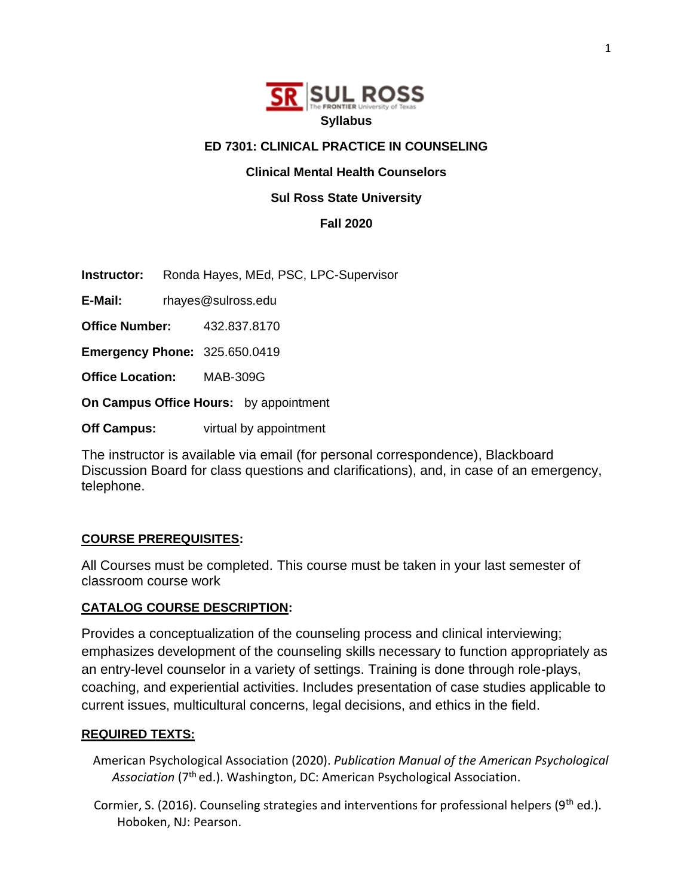SR | SUL ROSS
The FRONTIER University of Texas

**Syllabus**

# ED 7301: CLINICAL PRACTICE IN COUNSELING

## Clinical Mental Health Counselors

**Sul Ross State University**

**Fall 2020**

**Instructor:** Ronda Hayes, MEd, PSC, LPC-Supervisor

**E-Mail:** rhayes@sulross.edu

**Office Number:** 432.837.8170

**Emergency Phone:** 325.650.0419

**Office Location:** MAB-309G

**On Campus Office Hours:** by appointment

**Off Campus:** virtual by appointment

The instructor is available via email (for personal correspondence), Blackboard Discussion Board for class questions and clarifications), and, in case of an emergency, telephone.

### COURSE PREREQUISITES:

All Courses must be completed. This course must be taken in your last semester of classroom course work

### CATALOG COURSE DESCRIPTION:

Provides a conceptualization of the counseling process and clinical interviewing; emphasizes development of the counseling skills necessary to function appropriately as an entry-level counselor in a variety of settings. Training is done through role-plays, coaching, and experiential activities. Includes presentation of case studies applicable to current issues, multicultural concerns, legal decisions, and ethics in the field.

### REQUIRED TEXTS:

American Psychological Association (2020). *Publication Manual of the American Psychological Association* (7th ed.). Washington, DC: American Psychological Association.

Cormier, S. (2016). Counseling strategies and interventions for professional helpers (9th ed.). Hoboken, NJ: Pearson.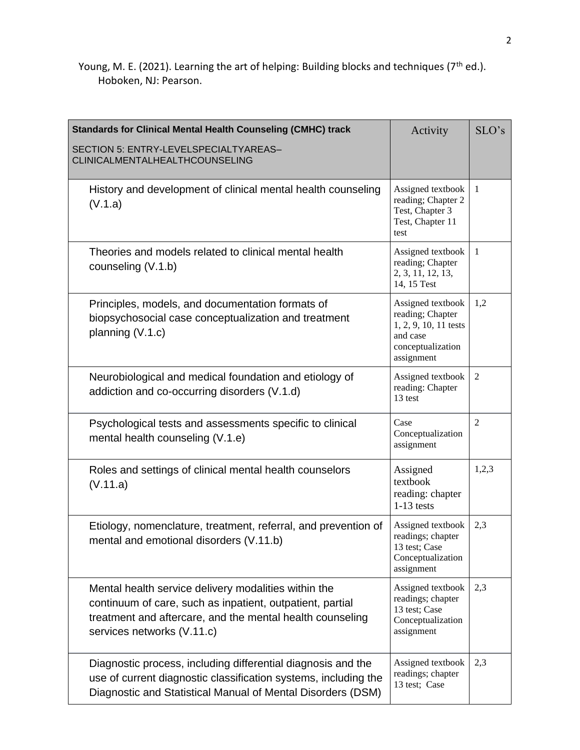Young, M. E. (2021). Learning the art of helping: Building blocks and techniques (7th ed.). Hoboken, NJ: Pearson.

| **Standards for Clinical Mental Health Counseling (CMHC) track**<br>SECTION 5: ENTRY-LEVELSPECIALTYAREAS–CLINICALMENTALHEALTHCOUNSELING | Activity | SLO's |
| --- | --- | --- |
| History and development of clinical mental health counseling (V.1.a) | Assigned textbook reading; Chapter 2 Test, Chapter 3 Test, Chapter 11 test | 1 |
| Theories and models related to clinical mental health counseling (V.1.b) | Assigned textbook reading; Chapter 2, 3, 11, 12, 13, 14, 15 Test | 1 |
| Principles, models, and documentation formats of biopsychosocial case conceptualization and treatment planning (V.1.c) | Assigned textbook reading; Chapter 1, 2, 9, 10, 11 tests and case conceptualization assignment | 1,2 |
| Neurobiological and medical foundation and etiology of addiction and co-occurring disorders (V.1.d) | Assigned textbook reading: Chapter 13 test | 2 |
| Psychological tests and assessments specific to clinical mental health counseling (V.1.e) | Case Conceptualization assignment | 2 |
| Roles and settings of clinical mental health counselors (V.11.a) | Assigned textbook reading: chapter 1-13 tests | 1,2,3 |
| Etiology, nomenclature, treatment, referral, and prevention of mental and emotional disorders (V.11.b) | Assigned textbook readings; chapter 13 test; Case Conceptualization assignment | 2,3 |
| Mental health service delivery modalities within the continuum of care, such as inpatient, outpatient, partial treatment and aftercare, and the mental health counseling services networks (V.11.c) | Assigned textbook readings; chapter 13 test; Case Conceptualization assignment | 2,3 |
| Diagnostic process, including differential diagnosis and the use of current diagnostic classification systems, including the Diagnostic and Statistical Manual of Mental Disorders (DSM) | Assigned textbook readings; chapter 13 test; Case | 2,3 |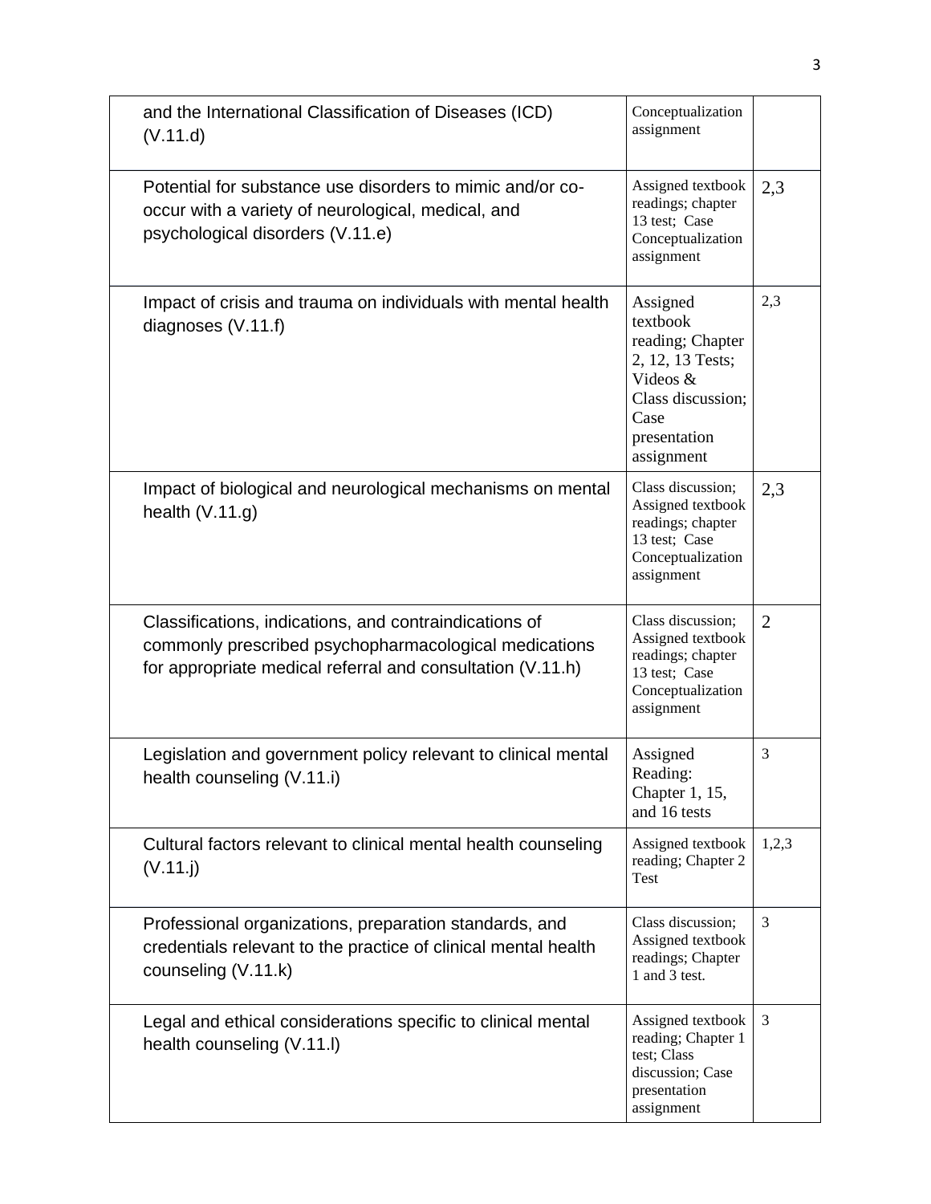| | | |
|---|---|---|
| and the International Classification of Diseases (ICD) (V.11.d) | Conceptualization assignment | |
| Potential for substance use disorders to mimic and/or co-occur with a variety of neurological, medical, and psychological disorders (V.11.e) | Assigned textbook readings; chapter 13 test; Case Conceptualization assignment | 2,3 |
| Impact of crisis and trauma on individuals with mental health diagnoses (V.11.f) | Assigned textbook reading; Chapter 2, 12, 13 Tests; Videos & Class discussion; Case presentation assignment | 2,3 |
| Impact of biological and neurological mechanisms on mental health (V.11.g) | Class discussion; Assigned textbook readings; chapter 13 test; Case Conceptualization assignment | 2,3 |
| Classifications, indications, and contraindications of commonly prescribed psychopharmacological medications for appropriate medical referral and consultation (V.11.h) | Class discussion; Assigned textbook readings; chapter 13 test; Case Conceptualization assignment | 2 |
| Legislation and government policy relevant to clinical mental health counseling (V.11.i) | Assigned Reading: Chapter 1, 15, and 16 tests | 3 |
| Cultural factors relevant to clinical mental health counseling (V.11.j) | Assigned textbook reading; Chapter 2 Test | 1,2,3 |
| Professional organizations, preparation standards, and credentials relevant to the practice of clinical mental health counseling (V.11.k) | Class discussion; Assigned textbook readings; Chapter 1 and 3 test. | 3 |
| Legal and ethical considerations specific to clinical mental health counseling (V.11.l) | Assigned textbook reading; Chapter 1 test; Class discussion; Case presentation assignment | 3 |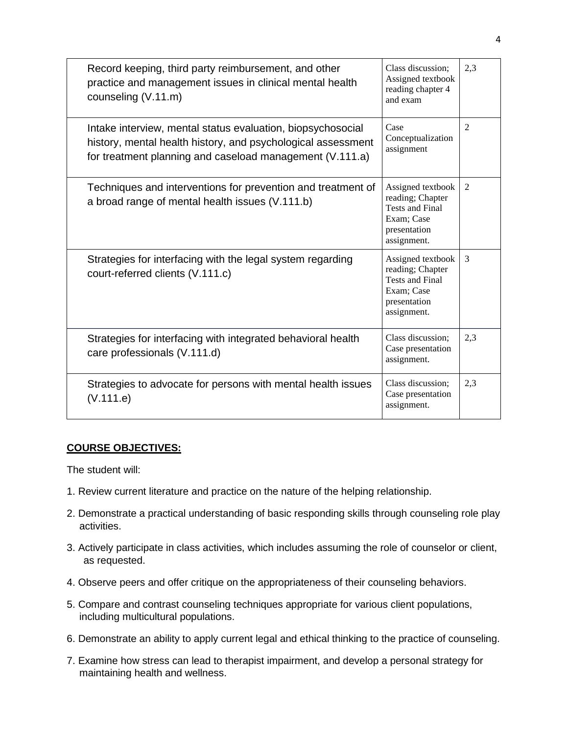| Record keeping, third party reimbursement, and other practice and management issues in clinical mental health counseling (V.11.m) | Class discussion; Assigned textbook reading chapter 4 and exam | 2,3 |
|---|---|---|
| Intake interview, mental status evaluation, biopsychosocial history, mental health history, and psychological assessment for treatment planning and caseload management (V.111.a) | Case Conceptualization assignment | 2 |
| Techniques and interventions for prevention and treatment of a broad range of mental health issues (V.111.b) | Assigned textbook reading; Chapter Tests and Final Exam; Case presentation assignment. | 2 |
| Strategies for interfacing with the legal system regarding court-referred clients (V.111.c) | Assigned textbook reading; Chapter Tests and Final Exam; Case presentation assignment. | 3 |
| Strategies for interfacing with integrated behavioral health care professionals (V.111.d) | Class discussion; Case presentation assignment. | 2,3 |
| Strategies to advocate for persons with mental health issues (V.111.e) | Class discussion; Case presentation assignment. | 2,3 |

## COURSE OBJECTIVES:

The student will:

1. Review current literature and practice on the nature of the helping relationship.
2. Demonstrate a practical understanding of basic responding skills through counseling role play activities.
3. Actively participate in class activities, which includes assuming the role of counselor or client, as requested.
4. Observe peers and offer critique on the appropriateness of their counseling behaviors.
5. Compare and contrast counseling techniques appropriate for various client populations, including multicultural populations.
6. Demonstrate an ability to apply current legal and ethical thinking to the practice of counseling.
7. Examine how stress can lead to therapist impairment, and develop a personal strategy for maintaining health and wellness.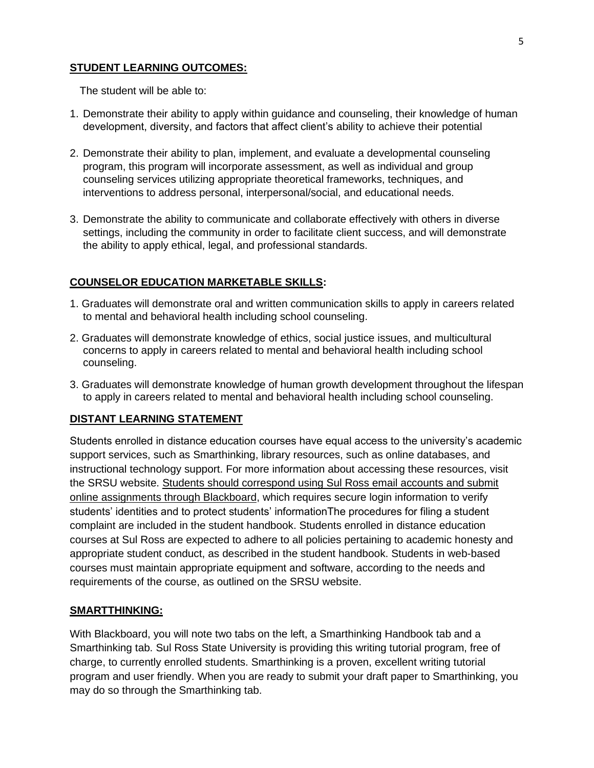## STUDENT LEARNING OUTCOMES:

The student will be able to:

1. Demonstrate their ability to apply within guidance and counseling, their knowledge of human development, diversity, and factors that affect client's ability to achieve their potential

2. Demonstrate their ability to plan, implement, and evaluate a developmental counseling program, this program will incorporate assessment, as well as individual and group counseling services utilizing appropriate theoretical frameworks, techniques, and interventions to address personal, interpersonal/social, and educational needs.

3. Demonstrate the ability to communicate and collaborate effectively with others in diverse settings, including the community in order to facilitate client success, and will demonstrate the ability to apply ethical, legal, and professional standards.

## COUNSELOR EDUCATION MARKETABLE SKILLS:

1. Graduates will demonstrate oral and written communication skills to apply in careers related to mental and behavioral health including school counseling.
2. Graduates will demonstrate knowledge of ethics, social justice issues, and multicultural concerns to apply in careers related to mental and behavioral health including school counseling.
3. Graduates will demonstrate knowledge of human growth development throughout the lifespan to apply in careers related to mental and behavioral health including school counseling.

## DISTANT LEARNING STATEMENT

Students enrolled in distance education courses have equal access to the university's academic support services, such as Smarthinking, library resources, such as online databases, and instructional technology support. For more information about accessing these resources, visit the SRSU website. Students should correspond using Sul Ross email accounts and submit online assignments through Blackboard, which requires secure login information to verify students' identities and to protect students' informationThe procedures for filing a student complaint are included in the student handbook. Students enrolled in distance education courses at Sul Ross are expected to adhere to all policies pertaining to academic honesty and appropriate student conduct, as described in the student handbook. Students in web-based courses must maintain appropriate equipment and software, according to the needs and requirements of the course, as outlined on the SRSU website.

## SMARTTHINKING:

With Blackboard, you will note two tabs on the left, a Smarthinking Handbook tab and a Smarthinking tab. Sul Ross State University is providing this writing tutorial program, free of charge, to currently enrolled students. Smarthinking is a proven, excellent writing tutorial program and user friendly. When you are ready to submit your draft paper to Smarthinking, you may do so through the Smarthinking tab.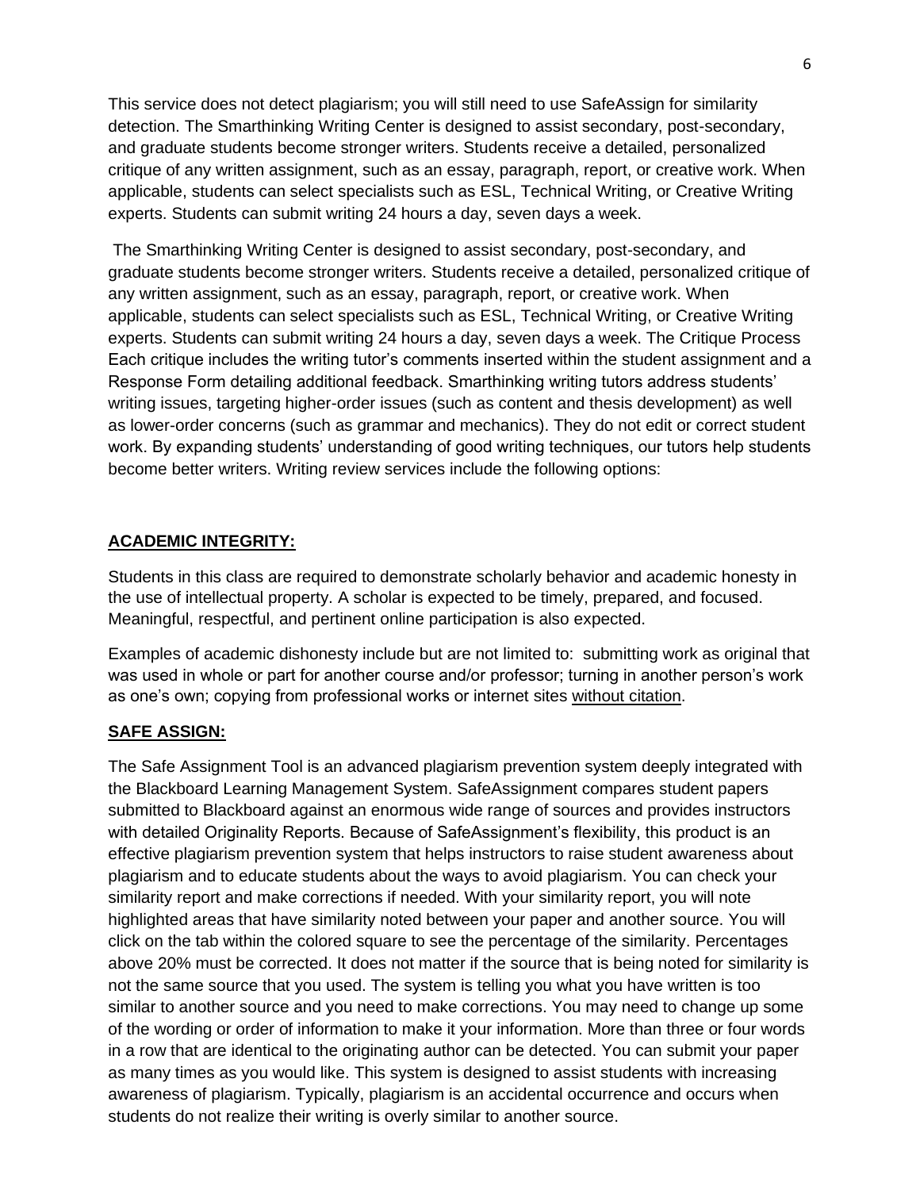This service does not detect plagiarism; you will still need to use SafeAssign for similarity detection. The Smarthinking Writing Center is designed to assist secondary, post-secondary, and graduate students become stronger writers. Students receive a detailed, personalized critique of any written assignment, such as an essay, paragraph, report, or creative work. When applicable, students can select specialists such as ESL, Technical Writing, or Creative Writing experts. Students can submit writing 24 hours a day, seven days a week.

The Smarthinking Writing Center is designed to assist secondary, post-secondary, and graduate students become stronger writers. Students receive a detailed, personalized critique of any written assignment, such as an essay, paragraph, report, or creative work. When applicable, students can select specialists such as ESL, Technical Writing, or Creative Writing experts. Students can submit writing 24 hours a day, seven days a week. The Critique Process Each critique includes the writing tutor's comments inserted within the student assignment and a Response Form detailing additional feedback. Smarthinking writing tutors address students' writing issues, targeting higher-order issues (such as content and thesis development) as well as lower-order concerns (such as grammar and mechanics). They do not edit or correct student work. By expanding students' understanding of good writing techniques, our tutors help students become better writers. Writing review services include the following options:

**ACADEMIC INTEGRITY:**

Students in this class are required to demonstrate scholarly behavior and academic honesty in the use of intellectual property. A scholar is expected to be timely, prepared, and focused. Meaningful, respectful, and pertinent online participation is also expected.

Examples of academic dishonesty include but are not limited to: submitting work as original that was used in whole or part for another course and/or professor; turning in another person's work as one's own; copying from professional works or internet sites without citation.

**SAFE ASSIGN:**

The Safe Assignment Tool is an advanced plagiarism prevention system deeply integrated with the Blackboard Learning Management System. SafeAssignment compares student papers submitted to Blackboard against an enormous wide range of sources and provides instructors with detailed Originality Reports. Because of SafeAssignment's flexibility, this product is an effective plagiarism prevention system that helps instructors to raise student awareness about plagiarism and to educate students about the ways to avoid plagiarism. You can check your similarity report and make corrections if needed. With your similarity report, you will note highlighted areas that have similarity noted between your paper and another source. You will click on the tab within the colored square to see the percentage of the similarity. Percentages above 20% must be corrected. It does not matter if the source that is being noted for similarity is not the same source that you used. The system is telling you what you have written is too similar to another source and you need to make corrections. You may need to change up some of the wording or order of information to make it your information. More than three or four words in a row that are identical to the originating author can be detected. You can submit your paper as many times as you would like. This system is designed to assist students with increasing awareness of plagiarism. Typically, plagiarism is an accidental occurrence and occurs when students do not realize their writing is overly similar to another source.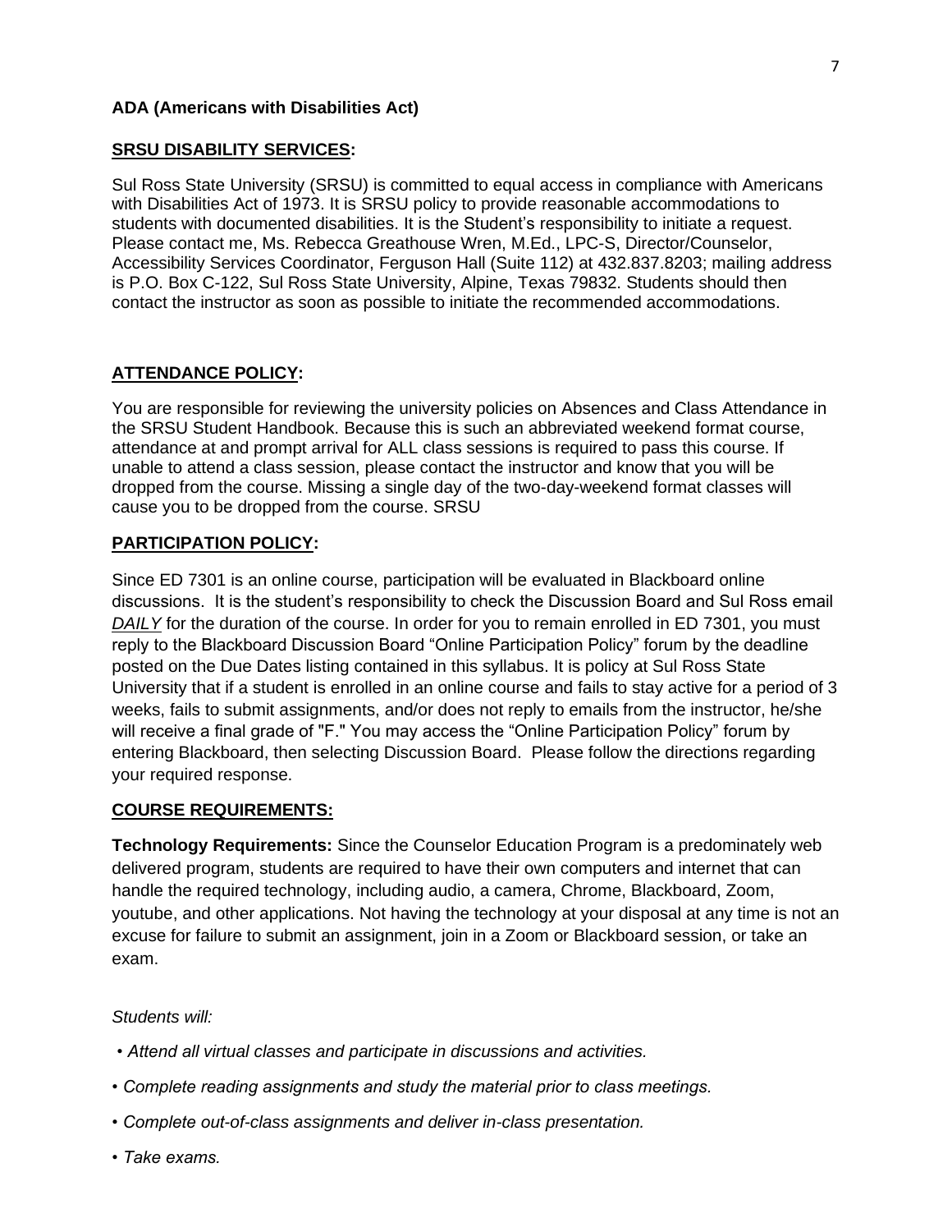**ADA (Americans with Disabilities Act)**

**SRSU DISABILITY SERVICES:**

Sul Ross State University (SRSU) is committed to equal access in compliance with Americans with Disabilities Act of 1973. It is SRSU policy to provide reasonable accommodations to students with documented disabilities. It is the Student's responsibility to initiate a request. Please contact me, Ms. Rebecca Greathouse Wren, M.Ed., LPC-S, Director/Counselor, Accessibility Services Coordinator, Ferguson Hall (Suite 112) at 432.837.8203; mailing address is P.O. Box C-122, Sul Ross State University, Alpine, Texas 79832. Students should then contact the instructor as soon as possible to initiate the recommended accommodations.

**ATTENDANCE POLICY:**

You are responsible for reviewing the university policies on Absences and Class Attendance in the SRSU Student Handbook. Because this is such an abbreviated weekend format course, attendance at and prompt arrival for ALL class sessions is required to pass this course. If unable to attend a class session, please contact the instructor and know that you will be dropped from the course. Missing a single day of the two-day-weekend format classes will cause you to be dropped from the course. SRSU

**PARTICIPATION POLICY:**

Since ED 7301 is an online course, participation will be evaluated in Blackboard online discussions. It is the student's responsibility to check the Discussion Board and Sul Ross email *DAILY* for the duration of the course. In order for you to remain enrolled in ED 7301, you must reply to the Blackboard Discussion Board "Online Participation Policy" forum by the deadline posted on the Due Dates listing contained in this syllabus. It is policy at Sul Ross State University that if a student is enrolled in an online course and fails to stay active for a period of 3 weeks, fails to submit assignments, and/or does not reply to emails from the instructor, he/she will receive a final grade of "F." You may access the "Online Participation Policy" forum by entering Blackboard, then selecting Discussion Board. Please follow the directions regarding your required response.

**COURSE REQUIREMENTS:**

**Technology Requirements:** Since the Counselor Education Program is a predominately web delivered program, students are required to have their own computers and internet that can handle the required technology, including audio, a camera, Chrome, Blackboard, Zoom, youtube, and other applications. Not having the technology at your disposal at any time is not an excuse for failure to submit an assignment, join in a Zoom or Blackboard session, or take an exam.

*Students will:*

- *Attend all virtual classes and participate in discussions and activities.*
- *Complete reading assignments and study the material prior to class meetings.*
- *Complete out-of-class assignments and deliver in-class presentation.*
- *Take exams.*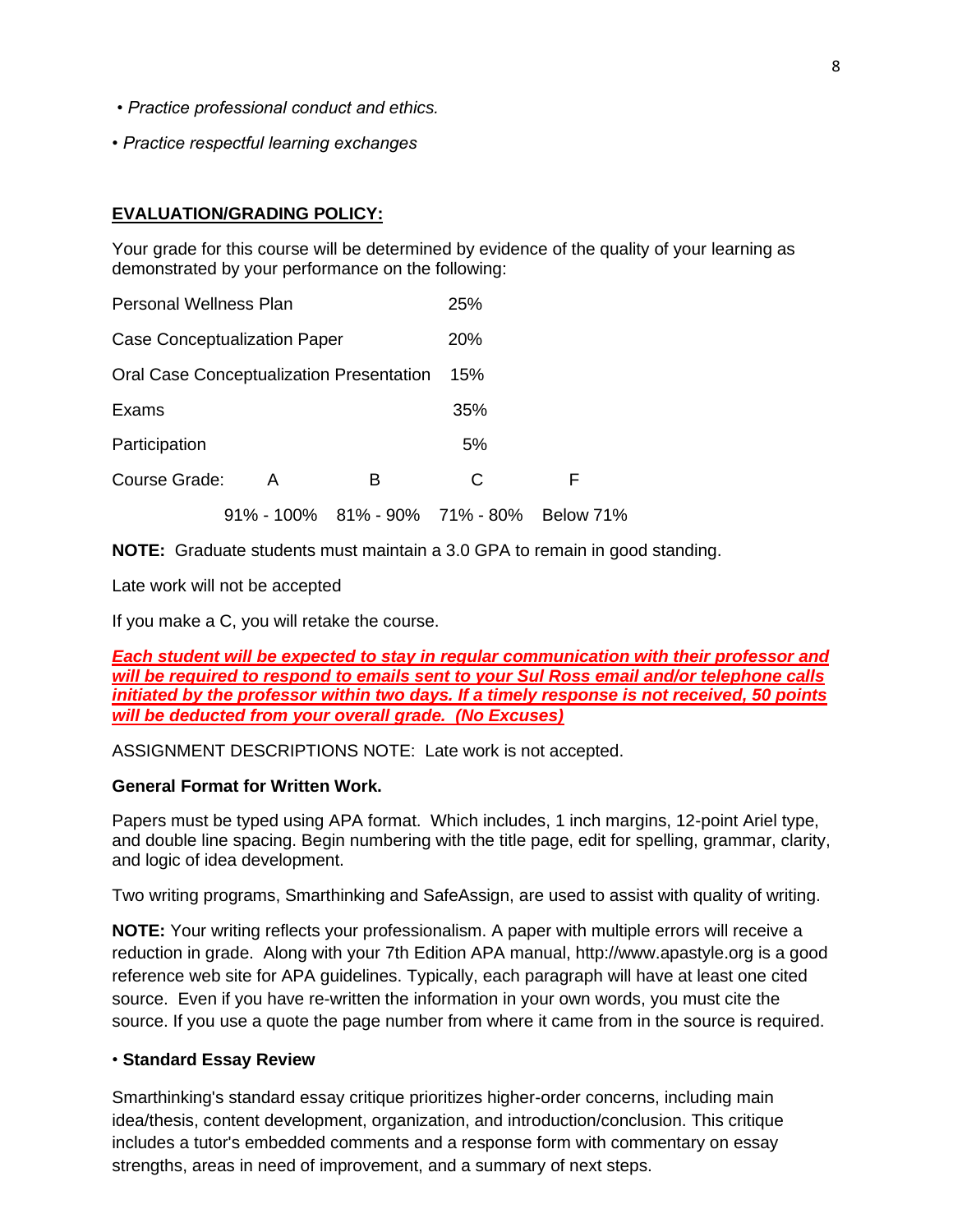- *Practice professional conduct and ethics.*
- *Practice respectful learning exchanges*

## EVALUATION/GRADING POLICY:

Your grade for this course will be determined by evidence of the quality of your learning as demonstrated by your performance on the following:

| | |
|---|---|
| Personal Wellness Plan | 25% |
| Case Conceptualization Paper | 20% |
| Oral Case Conceptualization Presentation | 15% |
| Exams | 35% |
| Participation | 5% |

| Course Grade: | A | B | C | F |
|---|---|---|---|---|
| | 91% - 100% | 81% - 90% | 71% - 80% | Below 71% |

**NOTE:** Graduate students must maintain a 3.0 GPA to remain in good standing.

Late work will not be accepted

If you make a C, you will retake the course.

***Each student will be expected to stay in regular communication with their professor and will be required to respond to emails sent to your Sul Ross email and/or telephone calls initiated by the professor within two days. If a timely response is not received, 50 points will be deducted from your overall grade. (No Excuses)***

ASSIGNMENT DESCRIPTIONS NOTE: Late work is not accepted.

**General Format for Written Work.**

Papers must be typed using APA format. Which includes, 1 inch margins, 12-point Ariel type, and double line spacing. Begin numbering with the title page, edit for spelling, grammar, clarity, and logic of idea development.

Two writing programs, Smarthinking and SafeAssign, are used to assist with quality of writing.

**NOTE:** Your writing reflects your professionalism. A paper with multiple errors will receive a reduction in grade. Along with your 7th Edition APA manual, http://www.apastyle.org is a good reference web site for APA guidelines. Typically, each paragraph will have at least one cited source. Even if you have re-written the information in your own words, you must cite the source. If you use a quote the page number from where it came from in the source is required.

- **Standard Essay Review**

Smarthinking's standard essay critique prioritizes higher-order concerns, including main idea/thesis, content development, organization, and introduction/conclusion. This critique includes a tutor's embedded comments and a response form with commentary on essay strengths, areas in need of improvement, and a summary of next steps.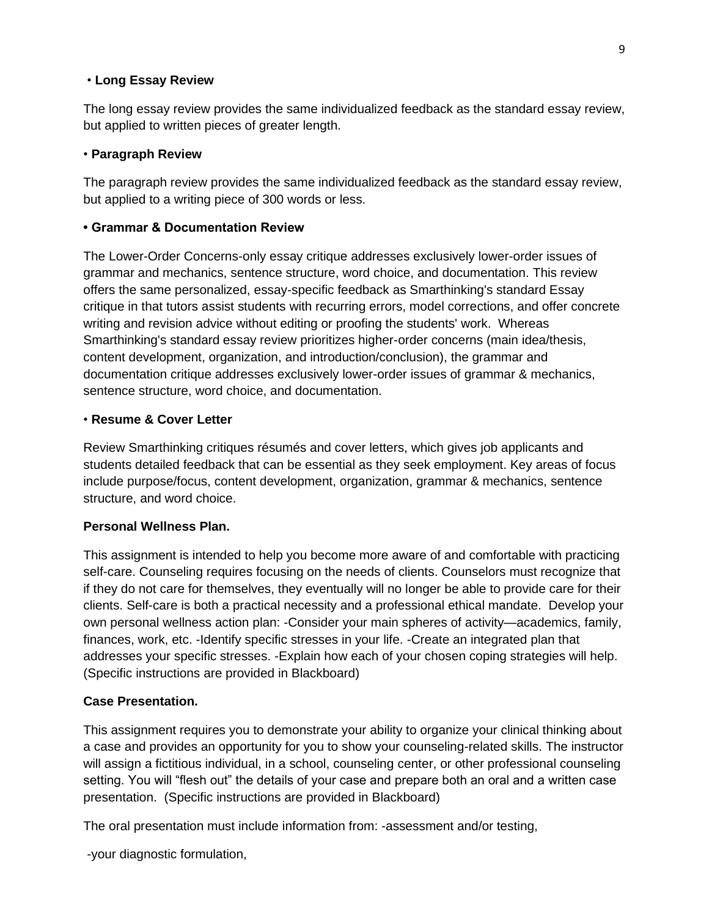• **Long Essay Review**

The long essay review provides the same individualized feedback as the standard essay review, but applied to written pieces of greater length.

• **Paragraph Review**

The paragraph review provides the same individualized feedback as the standard essay review, but applied to a writing piece of 300 words or less.

**• Grammar & Documentation Review**

The Lower-Order Concerns-only essay critique addresses exclusively lower-order issues of grammar and mechanics, sentence structure, word choice, and documentation. This review offers the same personalized, essay-specific feedback as Smarthinking's standard Essay critique in that tutors assist students with recurring errors, model corrections, and offer concrete writing and revision advice without editing or proofing the students' work. Whereas Smarthinking's standard essay review prioritizes higher-order concerns (main idea/thesis, content development, organization, and introduction/conclusion), the grammar and documentation critique addresses exclusively lower-order issues of grammar & mechanics, sentence structure, word choice, and documentation.

• **Resume & Cover Letter**

Review Smarthinking critiques résumés and cover letters, which gives job applicants and students detailed feedback that can be essential as they seek employment. Key areas of focus include purpose/focus, content development, organization, grammar & mechanics, sentence structure, and word choice.

**Personal Wellness Plan.**

This assignment is intended to help you become more aware of and comfortable with practicing self-care. Counseling requires focusing on the needs of clients. Counselors must recognize that if they do not care for themselves, they eventually will no longer be able to provide care for their clients. Self-care is both a practical necessity and a professional ethical mandate. Develop your own personal wellness action plan: -Consider your main spheres of activity—academics, family, finances, work, etc. -Identify specific stresses in your life. -Create an integrated plan that addresses your specific stresses. -Explain how each of your chosen coping strategies will help. (Specific instructions are provided in Blackboard)

**Case Presentation.**

This assignment requires you to demonstrate your ability to organize your clinical thinking about a case and provides an opportunity for you to show your counseling-related skills. The instructor will assign a fictitious individual, in a school, counseling center, or other professional counseling setting. You will "flesh out" the details of your case and prepare both an oral and a written case presentation. (Specific instructions are provided in Blackboard)

The oral presentation must include information from: -assessment and/or testing,

-your diagnostic formulation,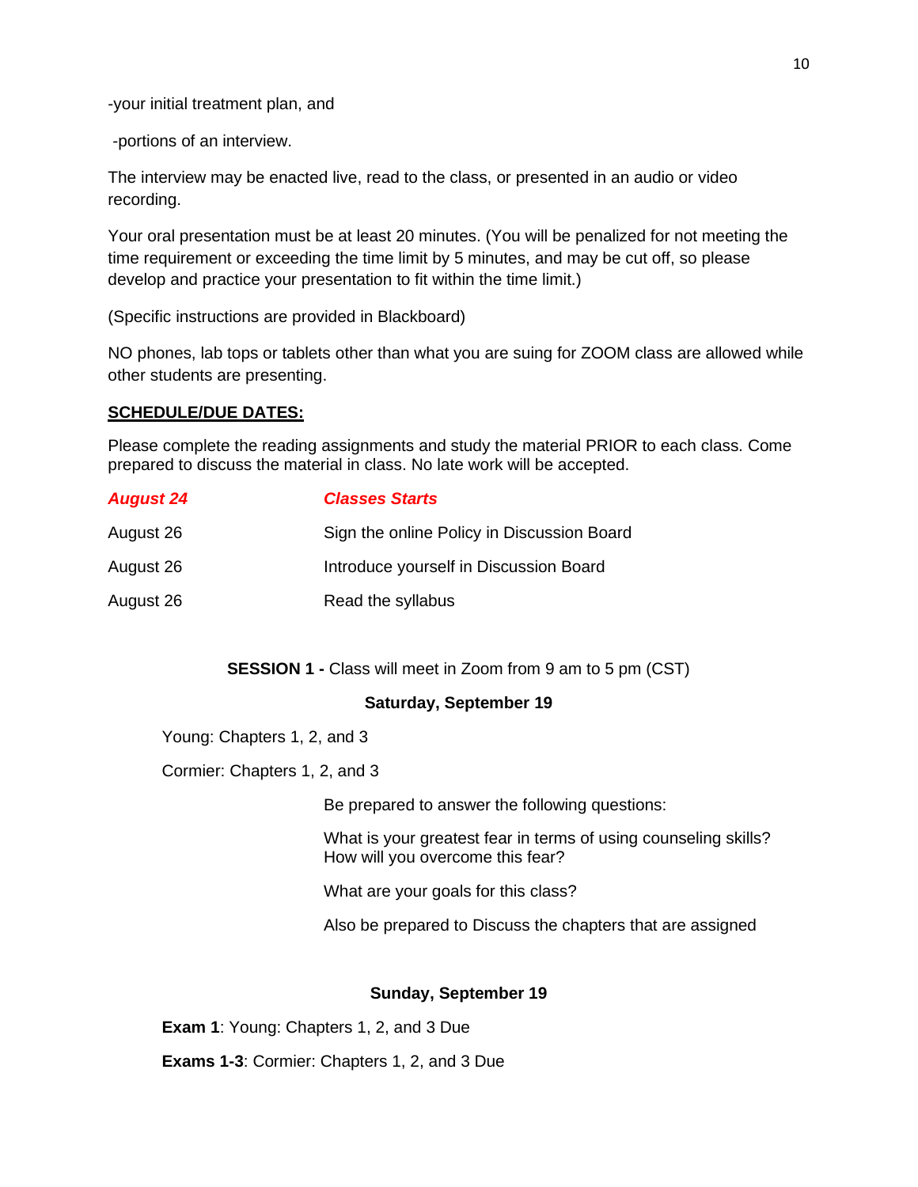-your initial treatment plan, and

-portions of an interview.

The interview may be enacted live, read to the class, or presented in an audio or video recording.

Your oral presentation must be at least 20 minutes. (You will be penalized for not meeting the time requirement or exceeding the time limit by 5 minutes, and may be cut off, so please develop and practice your presentation to fit within the time limit.)

(Specific instructions are provided in Blackboard)

NO phones, lab tops or tablets other than what you are suing for ZOOM class are allowed while other students are presenting.

**SCHEDULE/DUE DATES:**

Please complete the reading assignments and study the material PRIOR to each class. Come prepared to discuss the material in class. No late work will be accepted.

| | |
|---|---|
| ***August 24*** | ***Classes Starts*** |
| August 26 | Sign the online Policy in Discussion Board |
| August 26 | Introduce yourself in Discussion Board |
| August 26 | Read the syllabus |

**SESSION 1 -** Class will meet in Zoom from 9 am to 5 pm (CST)

**Saturday, September 19**

Young: Chapters 1, 2, and 3

Cormier: Chapters 1, 2, and 3

Be prepared to answer the following questions:

What is your greatest fear in terms of using counseling skills? How will you overcome this fear?

What are your goals for this class?

Also be prepared to Discuss the chapters that are assigned

**Sunday, September 19**

**Exam 1**: Young: Chapters 1, 2, and 3 Due

**Exams 1-3**: Cormier: Chapters 1, 2, and 3 Due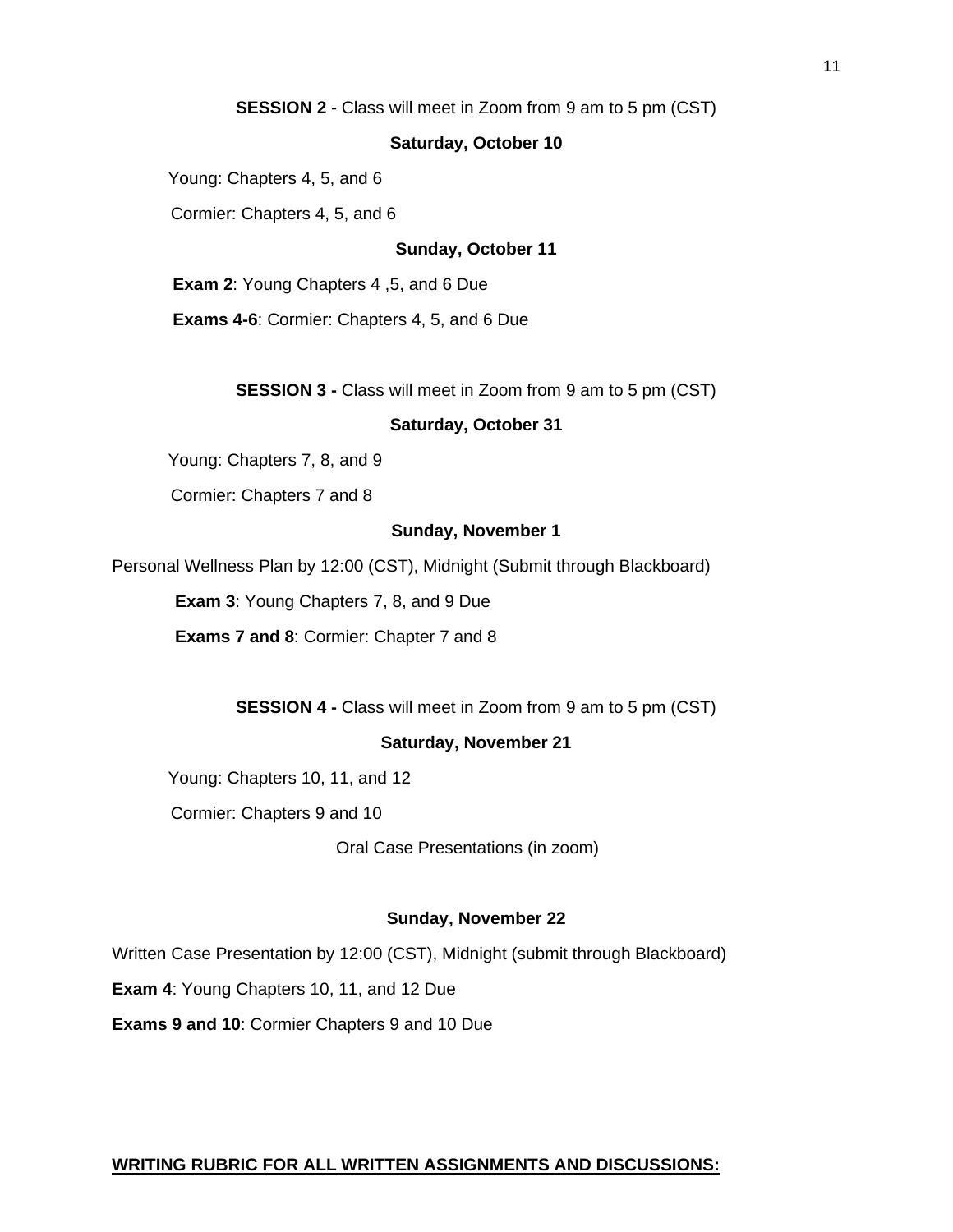**SESSION 2** - Class will meet in Zoom from 9 am to 5 pm (CST)

**Saturday, October 10**

Young: Chapters 4, 5, and 6

Cormier: Chapters 4, 5, and 6

**Sunday, October 11**

**Exam 2**: Young Chapters 4 ,5, and 6 Due

**Exams 4-6**: Cormier: Chapters 4, 5, and 6 Due

**SESSION 3 -** Class will meet in Zoom from 9 am to 5 pm (CST)

**Saturday, October 31**

Young: Chapters 7, 8, and 9

Cormier: Chapters 7 and 8

**Sunday, November 1**

Personal Wellness Plan by 12:00 (CST), Midnight (Submit through Blackboard)

**Exam 3**: Young Chapters 7, 8, and 9 Due

**Exams 7 and 8**: Cormier: Chapter 7 and 8

**SESSION 4 -** Class will meet in Zoom from 9 am to 5 pm (CST)

**Saturday, November 21**

Young: Chapters 10, 11, and 12

Cormier: Chapters 9 and 10

Oral Case Presentations (in zoom)

**Sunday, November 22**

Written Case Presentation by 12:00 (CST), Midnight (submit through Blackboard)

**Exam 4**: Young Chapters 10, 11, and 12 Due

**Exams 9 and 10**: Cormier Chapters 9 and 10 Due

**WRITING RUBRIC FOR ALL WRITTEN ASSIGNMENTS AND DISCUSSIONS:**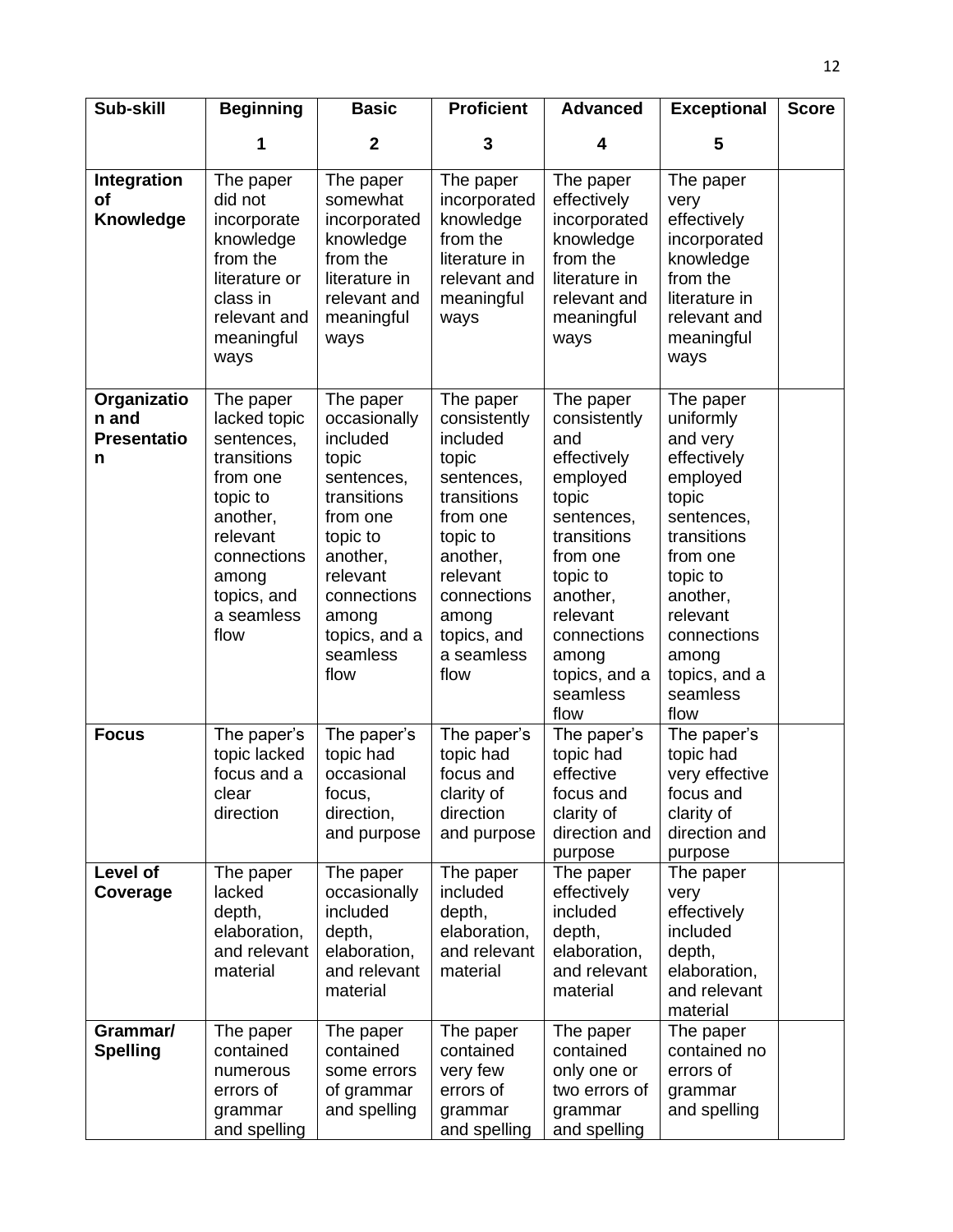| Sub-skill | Beginning<br><br>1 | Basic<br><br>2 | Proficient<br><br>3 | Advanced<br><br>4 | Exceptional<br><br>5 | Score |
|---|---|---|---|---|---|---|
| **Integration of Knowledge** | The paper did not incorporate knowledge from the literature or class in relevant and meaningful ways | The paper somewhat incorporated knowledge from the literature in relevant and meaningful ways | The paper incorporated knowledge from the literature in relevant and meaningful ways | The paper effectively incorporated knowledge from the literature in relevant and meaningful ways | The paper very effectively incorporated knowledge from the literature in relevant and meaningful ways | |
| **Organization and Presentation** | The paper lacked topic sentences, transitions from one topic to another, relevant connections among topics, and a seamless flow | The paper occasionally included topic sentences, transitions from one topic to another, relevant connections among topics, and a seamless flow | The paper consistently included topic sentences, transitions from one topic to another, relevant connections among topics, and a seamless flow | The paper consistently and effectively employed topic sentences, transitions from one topic to another, relevant connections among topics, and a seamless flow | The paper uniformly and very effectively employed topic sentences, transitions from one topic to another, relevant connections among topics, and a seamless flow | |
| **Focus** | The paper's topic lacked focus and a clear direction | The paper's topic had occasional focus, direction, and purpose | The paper's topic had focus and clarity of direction and purpose | The paper's topic had effective focus and clarity of direction and purpose | The paper's topic had very effective focus and clarity of direction and purpose | |
| **Level of Coverage** | The paper lacked depth, elaboration, and relevant material | The paper occasionally included depth, elaboration, and relevant material | The paper included depth, elaboration, and relevant material | The paper effectively included depth, elaboration, and relevant material | The paper very effectively included depth, elaboration, and relevant material | |
| **Grammar/ Spelling** | The paper contained numerous errors of grammar and spelling | The paper contained some errors of grammar and spelling | The paper contained very few errors of grammar and spelling | The paper contained only one or two errors of grammar and spelling | The paper contained no errors of grammar and spelling | |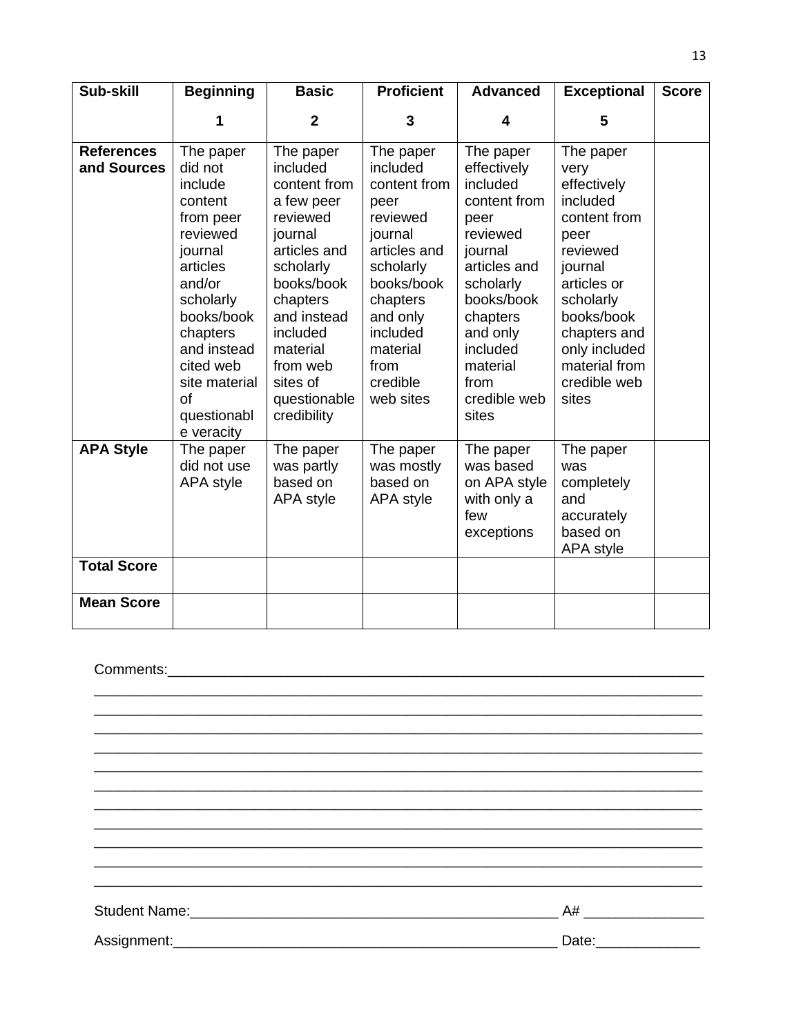| Sub-skill | Beginning<br><br>1 | Basic<br><br>2 | Proficient<br><br>3 | Advanced<br><br>4 | Exceptional<br><br>5 | Score |
|---|---|---|---|---|---|---|
| **References and Sources** | The paper did not include content from peer reviewed journal articles and/or scholarly books/book chapters and instead cited web site material of questionable veracity | The paper included content from a few peer reviewed journal articles and scholarly books/book chapters and instead included material from web sites of questionable credibility | The paper included content from peer reviewed journal articles and scholarly books/book chapters and only included material from credible web sites | The paper effectively included content from peer reviewed journal articles and scholarly books/book chapters and only included material from credible web sites | The paper very effectively included content from peer reviewed journal articles or scholarly books/book chapters and only included material from credible web sites | |
| **APA Style** | The paper did not use APA style | The paper was partly based on APA style | The paper was mostly based on APA style | The paper was based on APA style with only a few exceptions | The paper was completely and accurately based on APA style | |
| **Total Score** | | | | | | |
| **Mean Score** | | | | | | |

Comments:______________________________________________________________________
_____________________________________________________________________________
_____________________________________________________________________________
_____________________________________________________________________________
_____________________________________________________________________________
_____________________________________________________________________________
_____________________________________________________________________________
_____________________________________________________________________________
_____________________________________________________________________________
_____________________________________________________________________________
_____________________________________________________________________________
_____________________________________________________________________________

Student Name:_______________________________________________ A# ______________

Assignment:_________________________________________________ Date:____________